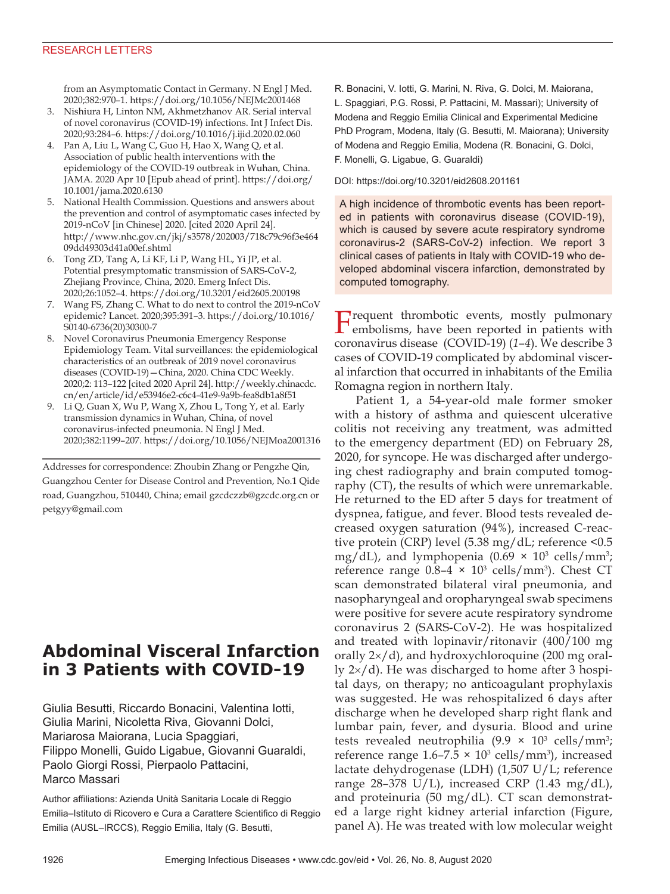from an Asymptomatic Contact in Germany. N Engl J Med. 2020;382:970–1. https://doi.org/10.1056/NEJMc2001468

3. Nishiura H, Linton NM, Akhmetzhanov AR. Serial interval of novel coronavirus (COVID-19) infections. Int J Infect Dis. 2020;93:284–6. https://doi.org/10.1016/j.ijid.2020.02.060
4. Pan A, Liu L, Wang C, Guo H, Hao X, Wang Q, et al. Association of public health interventions with the epidemiology of the COVID-19 outbreak in Wuhan, China. JAMA. 2020 Apr 10 [Epub ahead of print]. https://doi.org/10.1001/jama.2020.6130
5. National Health Commission. Questions and answers about the prevention and control of asymptomatic cases infected by 2019-nCoV [in Chinese] 2020. [cited 2020 April 24]. http://www.nhc.gov.cn/jkj/s3578/202003/718c79c96f3e46409dd49303d41a00ef.shtml
6. Tong ZD, Tang A, Li KF, Li P, Wang HL, Yi JP, et al. Potential presymptomatic transmission of SARS-CoV-2, Zhejiang Province, China, 2020. Emerg Infect Dis. 2020;26:1052–4. https://doi.org/10.3201/eid2605.200198
7. Wang FS, Zhang C. What to do next to control the 2019-nCoV epidemic? Lancet. 2020;395:391–3. https://doi.org/10.1016/S0140-6736(20)30300-7
8. Novel Coronavirus Pneumonia Emergency Response Epidemiology Team. Vital surveillances: the epidemiological characteristics of an outbreak of 2019 novel coronavirus diseases (COVID-19)—China, 2020. China CDC Weekly. 2020;2: 113–122 [cited 2020 April 24]. http://weekly.chinacdc.cn/en/article/id/e53946e2-c6c4-41e9-9a9b-fea8db1a8f51
9. Li Q, Guan X, Wu P, Wang X, Zhou L, Tong Y, et al. Early transmission dynamics in Wuhan, China, of novel coronavirus-infected pneumonia. N Engl J Med. 2020;382:1199–207. https://doi.org/10.1056/NEJMoa2001316

Addresses for correspondence: Zhoubin Zhang or Pengzhe Qin, Guangzhou Center for Disease Control and Prevention, No.1 Qide road, Guangzhou, 510440, China; email gzcdczzb@gzcdc.org.cn or petgyy@gmail.com

# Abdominal Visceral Infarction in 3 Patients with COVID-19

Giulia Besutti, Riccardo Bonacini, Valentina Iotti, Giulia Marini, Nicoletta Riva, Giovanni Dolci, Mariarosa Maiorana, Lucia Spaggiari, Filippo Monelli, Guido Ligabue, Giovanni Guaraldi, Paolo Giorgi Rossi, Pierpaolo Pattacini, Marco Massari

Author affiliations: Azienda Unità Sanitaria Locale di Reggio Emilia–Istituto di Ricovero e Cura a Carattere Scientifico di Reggio Emilia (AUSL–IRCCS), Reggio Emilia, Italy (G. Besutti, R. Bonacini, V. Iotti, G. Marini, N. Riva, G. Dolci, M. Maiorana, L. Spaggiari, P.G. Rossi, P. Pattacini, M. Massari); University of Modena and Reggio Emilia Clinical and Experimental Medicine PhD Program, Modena, Italy (G. Besutti, M. Maiorana); University of Modena and Reggio Emilia, Modena (R. Bonacini, G. Dolci, F. Monelli, G. Ligabue, G. Guaraldi)

DOI: https://doi.org/10.3201/eid2608.201161

A high incidence of thrombotic events has been reported in patients with coronavirus disease (COVID-19), which is caused by severe acute respiratory syndrome coronavirus-2 (SARS-CoV-2) infection. We report 3 clinical cases of patients in Italy with COVID-19 who developed abdominal viscera infarction, demonstrated by computed tomography.

Frequent thrombotic events, mostly pulmonary embolisms, have been reported in patients with coronavirus disease (COVID-19) (*1*–*4*). We describe 3 cases of COVID-19 complicated by abdominal visceral infarction that occurred in inhabitants of the Emilia Romagna region in northern Italy.

Patient 1, a 54-year-old male former smoker with a history of asthma and quiescent ulcerative colitis not receiving any treatment, was admitted to the emergency department (ED) on February 28, 2020, for syncope. He was discharged after undergoing chest radiography and brain computed tomography (CT), the results of which were unremarkable. He returned to the ED after 5 days for treatment of dyspnea, fatigue, and fever. Blood tests revealed decreased oxygen saturation (94%), increased C-reactive protein (CRP) level (5.38 mg/dL; reference <0.5 mg/dL), and lymphopenia ($0.69 \times 10^3$ cells/mm$^3$; reference range $0.8–4 \times 10^3$ cells/mm$^3$). Chest CT scan demonstrated bilateral viral pneumonia, and nasopharyngeal and oropharyngeal swab specimens were positive for severe acute respiratory syndrome coronavirus 2 (SARS-CoV-2). He was hospitalized and treated with lopinavir/ritonavir (400/100 mg orally 2×/d), and hydroxychloroquine (200 mg orally 2×/d). He was discharged to home after 3 hospital days, on therapy; no anticoagulant prophylaxis was suggested. He was rehospitalized 6 days after discharge when he developed sharp right flank and lumbar pain, fever, and dysuria. Blood and urine tests revealed neutrophilia ($9.9 \times 10^3$ cells/mm$^3$; reference range $1.6–7.5 \times 10^3$ cells/mm$^3$), increased lactate dehydrogenase (LDH) (1,507 U/L; reference range 28–378 U/L), increased CRP (1.43 mg/dL), and proteinuria (50 mg/dL). CT scan demonstrated a large right kidney arterial infarction (Figure, panel A). He was treated with low molecular weight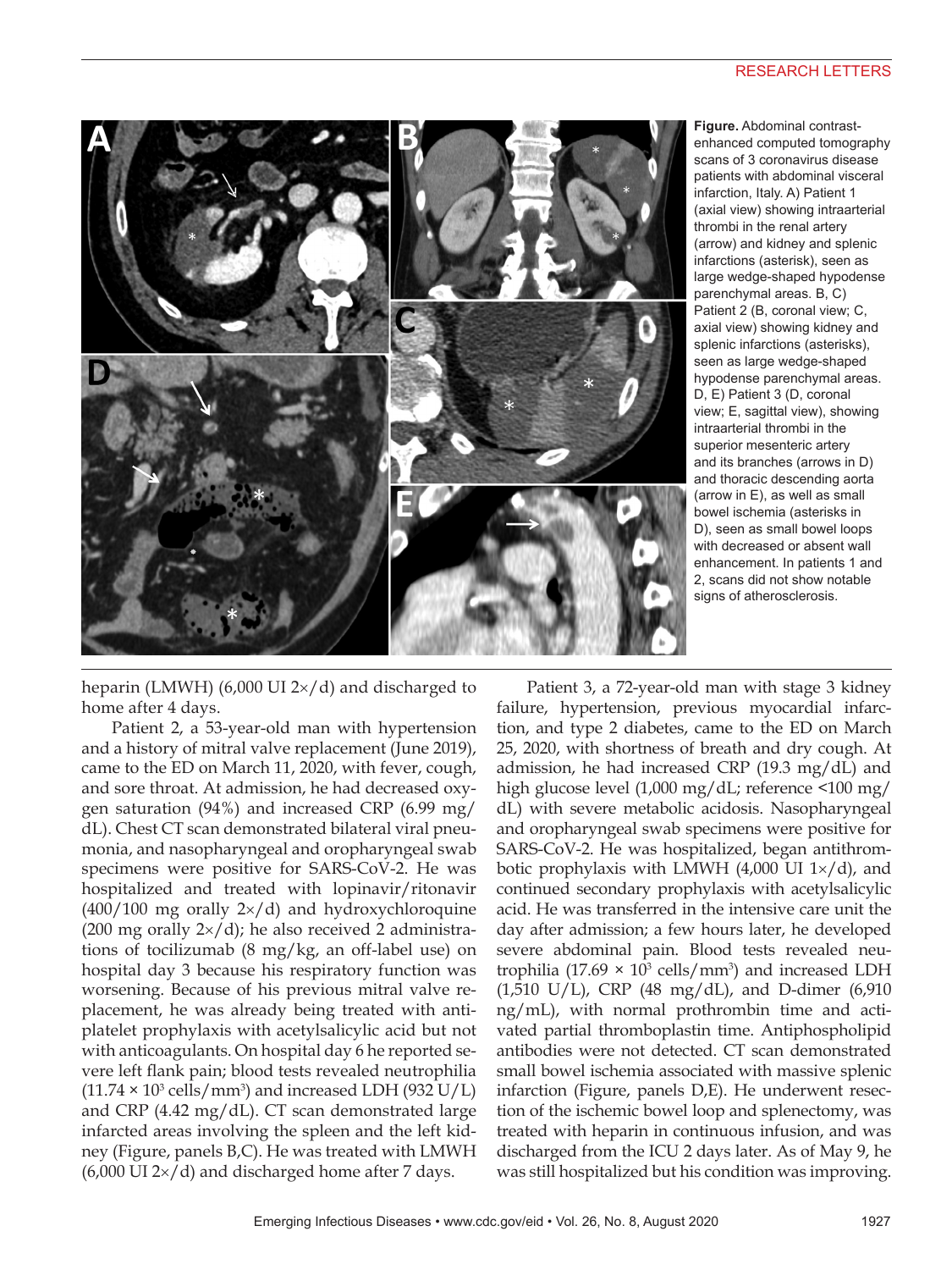**Figure.** Abdominal contrast-enhanced computed tomography scans of 3 coronavirus disease patients with abdominal visceral infarction, Italy. A) Patient 1 (axial view) showing intraarterial thrombi in the renal artery (arrow) and kidney and splenic infarctions (asterisk), seen as large wedge-shaped hypodense parenchymal areas. B, C) Patient 2 (B, coronal view; C, axial view) showing kidney and splenic infarctions (asterisks), seen as large wedge-shaped hypodense parenchymal areas. D, E) Patient 3 (D, coronal view; E, sagittal view), showing intraarterial thrombi in the superior mesenteric artery and its branches (arrows in D) and thoracic descending aorta (arrow in E), as well as small bowel ischemia (asterisks in D), seen as small bowel loops with decreased or absent wall enhancement. In patients 1 and 2, scans did not show notable signs of atherosclerosis.

heparin (LMWH) (6,000 UI 2×/d) and discharged to home after 4 days.

Patient 2, a 53-year-old man with hypertension and a history of mitral valve replacement (June 2019), came to the ED on March 11, 2020, with fever, cough, and sore throat. At admission, he had decreased oxygen saturation (94%) and increased CRP (6.99 mg/dL). Chest CT scan demonstrated bilateral viral pneumonia, and nasopharyngeal and oropharyngeal swab specimens were positive for SARS-CoV-2. He was hospitalized and treated with lopinavir/ritonavir (400/100 mg orally 2×/d) and hydroxychloroquine (200 mg orally 2×/d); he also received 2 administrations of tocilizumab (8 mg/kg, an off-label use) on hospital day 3 because his respiratory function was worsening. Because of his previous mitral valve replacement, he was already being treated with antiplatelet prophylaxis with acetylsalicylic acid but not with anticoagulants. On hospital day 6 he reported severe left flank pain; blood tests revealed neutrophilia ($11.74 \times 10^3$ cells/mm$^3$) and increased LDH (932 U/L) and CRP (4.42 mg/dL). CT scan demonstrated large infarcted areas involving the spleen and the left kidney (Figure, panels B,C). He was treated with LMWH (6,000 UI 2×/d) and discharged home after 7 days.

Patient 3, a 72-year-old man with stage 3 kidney failure, hypertension, previous myocardial infarction, and type 2 diabetes, came to the ED on March 25, 2020, with shortness of breath and dry cough. At admission, he had increased CRP (19.3 mg/dL) and high glucose level (1,000 mg/dL; reference <100 mg/dL) with severe metabolic acidosis. Nasopharyngeal and oropharyngeal swab specimens were positive for SARS-CoV-2. He was hospitalized, began antithrombotic prophylaxis with LMWH (4,000 UI 1×/d), and continued secondary prophylaxis with acetylsalicylic acid. He was transferred in the intensive care unit the day after admission; a few hours later, he developed severe abdominal pain. Blood tests revealed neutrophilia ($17.69 \times 10^3$ cells/mm$^3$) and increased LDH (1,510 U/L), CRP (48 mg/dL), and D-dimer (6,910 ng/mL), with normal prothrombin time and activated partial thromboplastin time. Antiphospholipid antibodies were not detected. CT scan demonstrated small bowel ischemia associated with massive splenic infarction (Figure, panels D,E). He underwent resection of the ischemic bowel loop and splenectomy, was treated with heparin in continuous infusion, and was discharged from the ICU 2 days later. As of May 9, he was still hospitalized but his condition was improving.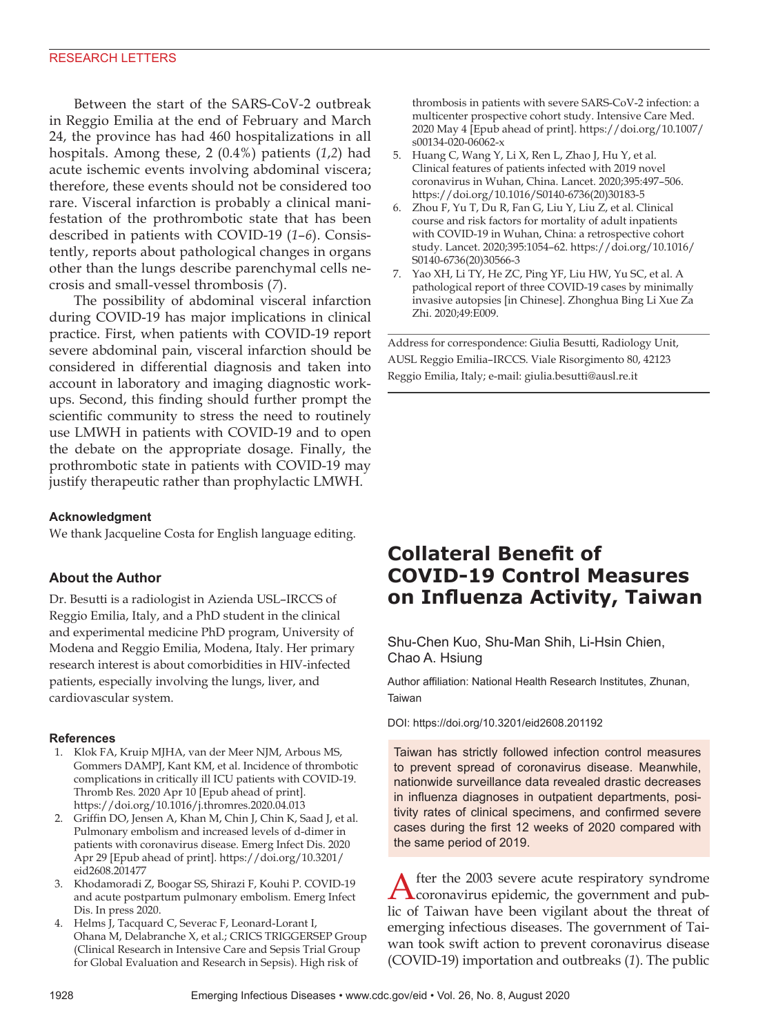Between the start of the SARS-CoV-2 outbreak in Reggio Emilia at the end of February and March 24, the province has had 460 hospitalizations in all hospitals. Among these, 2 (0.4%) patients (*1*,*2*) had acute ischemic events involving abdominal viscera; therefore, these events should not be considered too rare. Visceral infarction is probably a clinical manifestation of the prothrombotic state that has been described in patients with COVID-19 (*1*–*6*). Consistently, reports about pathological changes in organs other than the lungs describe parenchymal cells necrosis and small-vessel thrombosis (*7*).

The possibility of abdominal visceral infarction during COVID-19 has major implications in clinical practice. First, when patients with COVID-19 report severe abdominal pain, visceral infarction should be considered in differential diagnosis and taken into account in laboratory and imaging diagnostic workups. Second, this finding should further prompt the scientific community to stress the need to routinely use LMWH in patients with COVID-19 and to open the debate on the appropriate dosage. Finally, the prothrombotic state in patients with COVID-19 may justify therapeutic rather than prophylactic LMWH.

### Acknowledgment

We thank Jacqueline Costa for English language editing.

### About the Author

Dr. Besutti is a radiologist in Azienda USL–IRCCS of Reggio Emilia, Italy, and a PhD student in the clinical and experimental medicine PhD program, University of Modena and Reggio Emilia, Modena, Italy. Her primary research interest is about comorbidities in HIV-infected patients, especially involving the lungs, liver, and cardiovascular system.

### References

1. Klok FA, Kruip MJHA, van der Meer NJM, Arbous MS, Gommers DAMPJ, Kant KM, et al. Incidence of thrombotic complications in critically ill ICU patients with COVID-19. Thromb Res. 2020 Apr 10 [Epub ahead of print]. https://doi.org/10.1016/j.thromres.2020.04.013
2. Griffin DO, Jensen A, Khan M, Chin J, Chin K, Saad J, et al. Pulmonary embolism and increased levels of d-dimer in patients with coronavirus disease. Emerg Infect Dis. 2020 Apr 29 [Epub ahead of print]. https://doi.org/10.3201/eid2608.201477
3. Khodamoradi Z, Boogar SS, Shirazi F, Kouhi P. COVID-19 and acute postpartum pulmonary embolism. Emerg Infect Dis. In press 2020.
4. Helms J, Tacquard C, Severac F, Leonard-Lorant I, Ohana M, Delabranche X, et al.; CRICS TRIGGERSEP Group (Clinical Research in Intensive Care and Sepsis Trial Group for Global Evaluation and Research in Sepsis). High risk of thrombosis in patients with severe SARS-CoV-2 infection: a multicenter prospective cohort study. Intensive Care Med. 2020 May 4 [Epub ahead of print]. https://doi.org/10.1007/s00134-020-06062-x
5. Huang C, Wang Y, Li X, Ren L, Zhao J, Hu Y, et al. Clinical features of patients infected with 2019 novel coronavirus in Wuhan, China. Lancet. 2020;395:497–506. https://doi.org/10.1016/S0140-6736(20)30183-5
6. Zhou F, Yu T, Du R, Fan G, Liu Y, Liu Z, et al. Clinical course and risk factors for mortality of adult inpatients with COVID-19 in Wuhan, China: a retrospective cohort study. Lancet. 2020;395:1054–62. https://doi.org/10.1016/S0140-6736(20)30566-3
7. Yao XH, Li TY, He ZC, Ping YF, Liu HW, Yu SC, et al. A pathological report of three COVID-19 cases by minimally invasive autopsies [in Chinese]. Zhonghua Bing Li Xue Za Zhi. 2020;49:E009.

Address for correspondence: Giulia Besutti, Radiology Unit, AUSL Reggio Emilia–IRCCS. Viale Risorgimento 80, 42123 Reggio Emilia, Italy; e-mail: giulia.besutti@ausl.re.it

# Collateral Benefit of COVID-19 Control Measures on Influenza Activity, Taiwan

Shu-Chen Kuo, Shu-Man Shih, Li-Hsin Chien, Chao A. Hsiung

Author affiliation: National Health Research Institutes, Zhunan, Taiwan

DOI: https://doi.org/10.3201/eid2608.201192

Taiwan has strictly followed infection control measures to prevent spread of coronavirus disease. Meanwhile, nationwide surveillance data revealed drastic decreases in influenza diagnoses in outpatient departments, positivity rates of clinical specimens, and confirmed severe cases during the first 12 weeks of 2020 compared with the same period of 2019.

After the 2003 severe acute respiratory syndrome coronavirus epidemic, the government and public of Taiwan have been vigilant about the threat of emerging infectious diseases. The government of Taiwan took swift action to prevent coronavirus disease (COVID-19) importation and outbreaks (*1*). The public